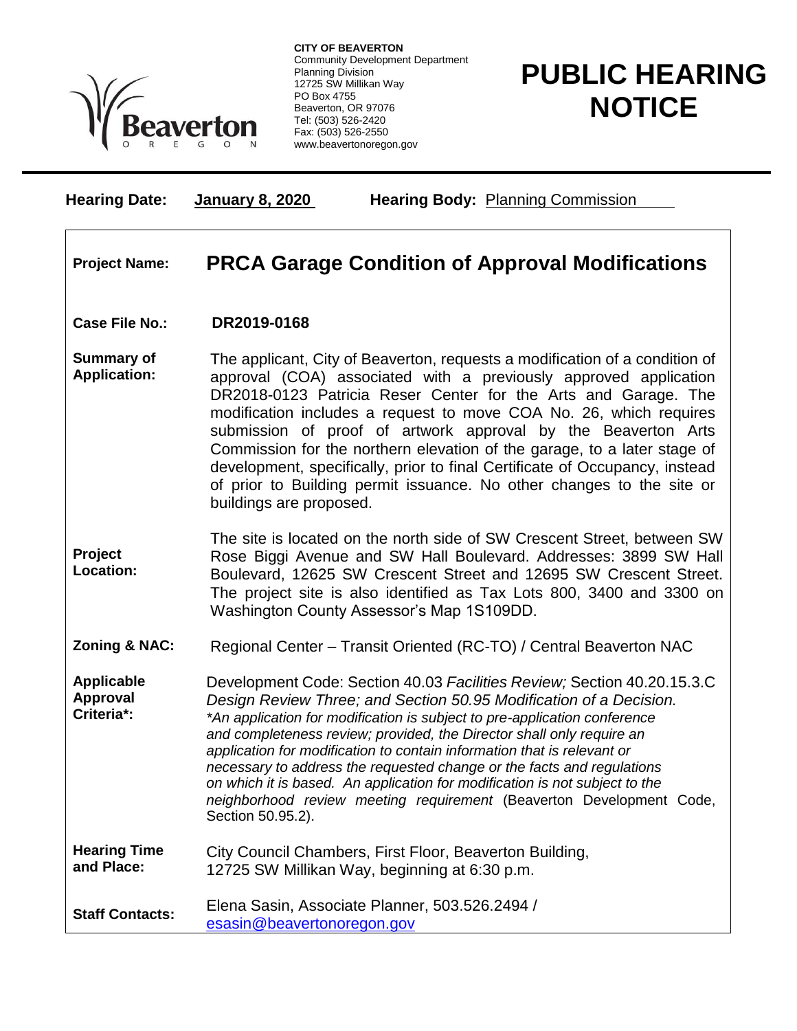**CITY OF BEAVERTON**
Community Development Department
Planning Division
12725 SW Millikan Way
PO Box 4755
Beaverton, OR 97076
Tel: (503) 526-2420
Fax: (503) 526-2550
www.beavertonoregon.gov

# PUBLIC HEARING NOTICE

**Hearing Date:** **January 8, 2020** **Hearing Body:** Planning Commission

| | |
|---|---|
| **Project Name:** | **PRCA Garage Condition of Approval Modifications** |
| **Case File No.:** | **DR2019-0168** |
| **Summary of Application:** | The applicant, City of Beaverton, requests a modification of a condition of approval (COA) associated with a previously approved application DR2018-0123 Patricia Reser Center for the Arts and Garage. The modification includes a request to move COA No. 26, which requires submission of proof of artwork approval by the Beaverton Arts Commission for the northern elevation of the garage, to a later stage of development, specifically, prior to final Certificate of Occupancy, instead of prior to Building permit issuance. No other changes to the site or buildings are proposed. |
| **Project Location:** | The site is located on the north side of SW Crescent Street, between SW Rose Biggi Avenue and SW Hall Boulevard. Addresses: 3899 SW Hall Boulevard, 12625 SW Crescent Street and 12695 SW Crescent Street. The project site is also identified as Tax Lots 800, 3400 and 3300 on Washington County Assessor's Map 1S109DD. |
| **Zoning & NAC:** | Regional Center – Transit Oriented (RC-TO) / Central Beaverton NAC |
| **Applicable Approval Criteria*:** | Development Code: Section 40.03 *Facilities Review;* Section 40.20.15.3.C *Design Review Three; and Section 50.95 Modification of a Decision.* *\*An application for modification is subject to pre-application conference and completeness review; provided, the Director shall only require an application for modification to contain information that is relevant or necessary to address the requested change or the facts and regulations on which it is based. An application for modification is not subject to the neighborhood review meeting requirement* (Beaverton Development Code, Section 50.95.2). |
| **Hearing Time and Place:** | City Council Chambers, First Floor, Beaverton Building, 12725 SW Millikan Way, beginning at 6:30 p.m. |
| **Staff Contacts:** | Elena Sasin, Associate Planner, 503.526.2494 / esasin@beavertonoregon.gov |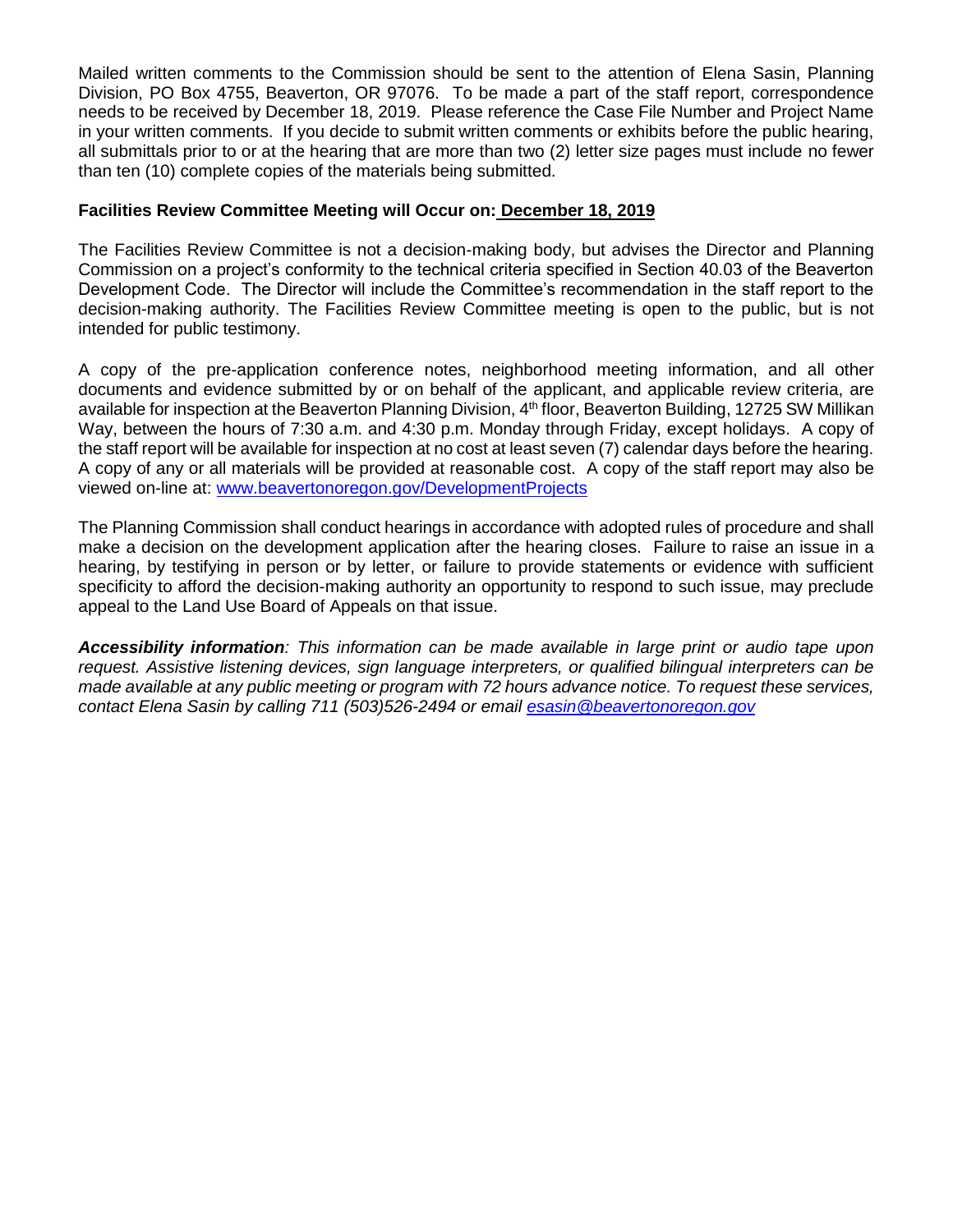Mailed written comments to the Commission should be sent to the attention of Elena Sasin, Planning Division, PO Box 4755, Beaverton, OR 97076. To be made a part of the staff report, correspondence needs to be received by December 18, 2019. Please reference the Case File Number and Project Name in your written comments. If you decide to submit written comments or exhibits before the public hearing, all submittals prior to or at the hearing that are more than two (2) letter size pages must include no fewer than ten (10) complete copies of the materials being submitted.

**Facilities Review Committee Meeting will Occur on: December 18, 2019**

The Facilities Review Committee is not a decision-making body, but advises the Director and Planning Commission on a project's conformity to the technical criteria specified in Section 40.03 of the Beaverton Development Code. The Director will include the Committee's recommendation in the staff report to the decision-making authority. The Facilities Review Committee meeting is open to the public, but is not intended for public testimony.

A copy of the pre-application conference notes, neighborhood meeting information, and all other documents and evidence submitted by or on behalf of the applicant, and applicable review criteria, are available for inspection at the Beaverton Planning Division, 4th floor, Beaverton Building, 12725 SW Millikan Way, between the hours of 7:30 a.m. and 4:30 p.m. Monday through Friday, except holidays. A copy of the staff report will be available for inspection at no cost at least seven (7) calendar days before the hearing. A copy of any or all materials will be provided at reasonable cost. A copy of the staff report may also be viewed on-line at: www.beavertonoregon.gov/DevelopmentProjects

The Planning Commission shall conduct hearings in accordance with adopted rules of procedure and shall make a decision on the development application after the hearing closes. Failure to raise an issue in a hearing, by testifying in person or by letter, or failure to provide statements or evidence with sufficient specificity to afford the decision-making authority an opportunity to respond to such issue, may preclude appeal to the Land Use Board of Appeals on that issue.

***Accessibility information**: This information can be made available in large print or audio tape upon request. Assistive listening devices, sign language interpreters, or qualified bilingual interpreters can be made available at any public meeting or program with 72 hours advance notice. To request these services, contact Elena Sasin by calling 711 (503)526-2494 or email esasin@beavertonoregon.gov*